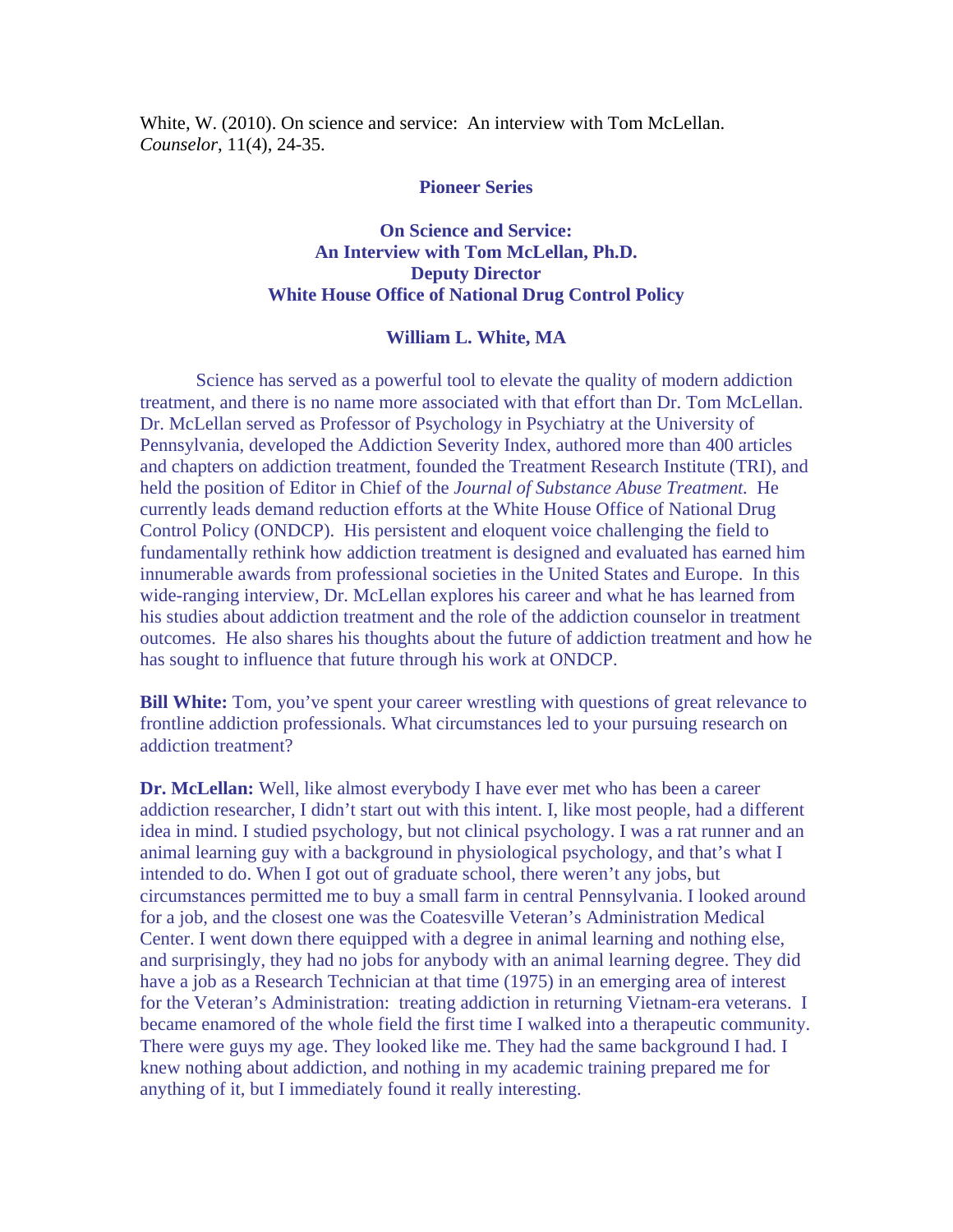White, W. (2010). On science and service: An interview with Tom McLellan. *Counselor*, 11(4), 24-35.

**Pioneer Series**

# On Science and Service: An Interview with Tom McLellan, Ph.D. Deputy Director White House Office of National Drug Control Policy

**William L. White, MA**

Science has served as a powerful tool to elevate the quality of modern addiction treatment, and there is no name more associated with that effort than Dr. Tom McLellan. Dr. McLellan served as Professor of Psychology in Psychiatry at the University of Pennsylvania, developed the Addiction Severity Index, authored more than 400 articles and chapters on addiction treatment, founded the Treatment Research Institute (TRI), and held the position of Editor in Chief of the *Journal of Substance Abuse Treatment.* He currently leads demand reduction efforts at the White House Office of National Drug Control Policy (ONDCP). His persistent and eloquent voice challenging the field to fundamentally rethink how addiction treatment is designed and evaluated has earned him innumerable awards from professional societies in the United States and Europe. In this wide-ranging interview, Dr. McLellan explores his career and what he has learned from his studies about addiction treatment and the role of the addiction counselor in treatment outcomes. He also shares his thoughts about the future of addiction treatment and how he has sought to influence that future through his work at ONDCP.

**Bill White:** Tom, you've spent your career wrestling with questions of great relevance to frontline addiction professionals. What circumstances led to your pursuing research on addiction treatment?

**Dr. McLellan:** Well, like almost everybody I have ever met who has been a career addiction researcher, I didn't start out with this intent. I, like most people, had a different idea in mind. I studied psychology, but not clinical psychology. I was a rat runner and an animal learning guy with a background in physiological psychology, and that's what I intended to do. When I got out of graduate school, there weren't any jobs, but circumstances permitted me to buy a small farm in central Pennsylvania. I looked around for a job, and the closest one was the Coatesville Veteran's Administration Medical Center. I went down there equipped with a degree in animal learning and nothing else, and surprisingly, they had no jobs for anybody with an animal learning degree. They did have a job as a Research Technician at that time (1975) in an emerging area of interest for the Veteran's Administration: treating addiction in returning Vietnam-era veterans. I became enamored of the whole field the first time I walked into a therapeutic community. There were guys my age. They looked like me. They had the same background I had. I knew nothing about addiction, and nothing in my academic training prepared me for anything of it, but I immediately found it really interesting.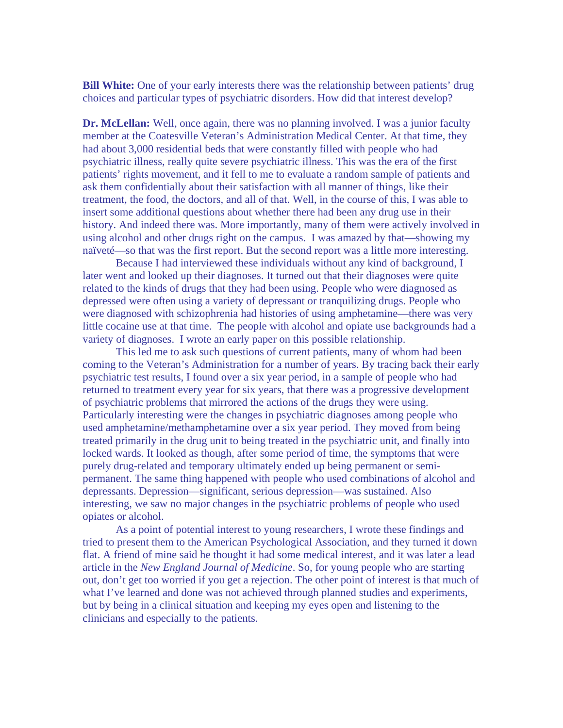**Bill White:** One of your early interests there was the relationship between patients' drug choices and particular types of psychiatric disorders. How did that interest develop?

**Dr. McLellan:** Well, once again, there was no planning involved. I was a junior faculty member at the Coatesville Veteran's Administration Medical Center. At that time, they had about 3,000 residential beds that were constantly filled with people who had psychiatric illness, really quite severe psychiatric illness. This was the era of the first patients' rights movement, and it fell to me to evaluate a random sample of patients and ask them confidentially about their satisfaction with all manner of things, like their treatment, the food, the doctors, and all of that. Well, in the course of this, I was able to insert some additional questions about whether there had been any drug use in their history. And indeed there was. More importantly, many of them were actively involved in using alcohol and other drugs right on the campus. I was amazed by that—showing my naïveté—so that was the first report. But the second report was a little more interesting.

Because I had interviewed these individuals without any kind of background, I later went and looked up their diagnoses. It turned out that their diagnoses were quite related to the kinds of drugs that they had been using. People who were diagnosed as depressed were often using a variety of depressant or tranquilizing drugs. People who were diagnosed with schizophrenia had histories of using amphetamine—there was very little cocaine use at that time. The people with alcohol and opiate use backgrounds had a variety of diagnoses. I wrote an early paper on this possible relationship.

This led me to ask such questions of current patients, many of whom had been coming to the Veteran's Administration for a number of years. By tracing back their early psychiatric test results, I found over a six year period, in a sample of people who had returned to treatment every year for six years, that there was a progressive development of psychiatric problems that mirrored the actions of the drugs they were using. Particularly interesting were the changes in psychiatric diagnoses among people who used amphetamine/methamphetamine over a six year period. They moved from being treated primarily in the drug unit to being treated in the psychiatric unit, and finally into locked wards. It looked as though, after some period of time, the symptoms that were purely drug-related and temporary ultimately ended up being permanent or semi-permanent. The same thing happened with people who used combinations of alcohol and depressants. Depression—significant, serious depression—was sustained. Also interesting, we saw no major changes in the psychiatric problems of people who used opiates or alcohol.

As a point of potential interest to young researchers, I wrote these findings and tried to present them to the American Psychological Association, and they turned it down flat. A friend of mine said he thought it had some medical interest, and it was later a lead article in the *New England Journal of Medicine*. So, for young people who are starting out, don't get too worried if you get a rejection. The other point of interest is that much of what I've learned and done was not achieved through planned studies and experiments, but by being in a clinical situation and keeping my eyes open and listening to the clinicians and especially to the patients.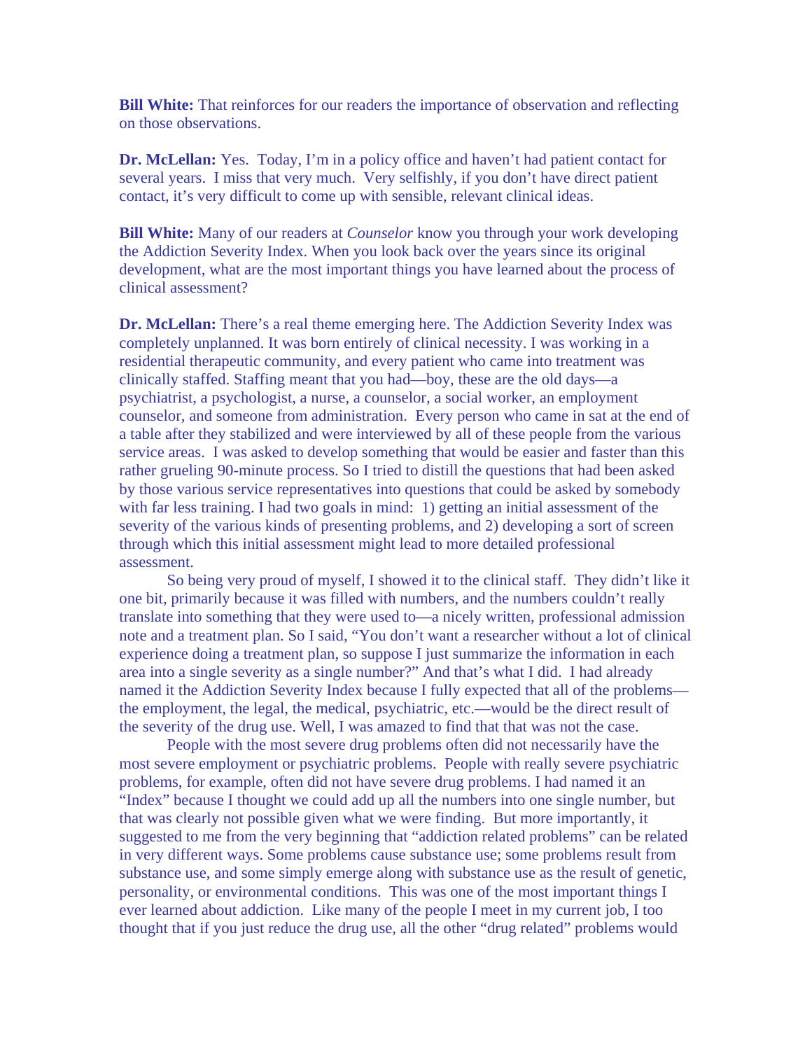**Bill White:** That reinforces for our readers the importance of observation and reflecting on those observations.

**Dr. McLellan:** Yes. Today, I'm in a policy office and haven't had patient contact for several years. I miss that very much. Very selfishly, if you don't have direct patient contact, it's very difficult to come up with sensible, relevant clinical ideas.

**Bill White:** Many of our readers at *Counselor* know you through your work developing the Addiction Severity Index. When you look back over the years since its original development, what are the most important things you have learned about the process of clinical assessment?

**Dr. McLellan:** There's a real theme emerging here. The Addiction Severity Index was completely unplanned. It was born entirely of clinical necessity. I was working in a residential therapeutic community, and every patient who came into treatment was clinically staffed. Staffing meant that you had—boy, these are the old days—a psychiatrist, a psychologist, a nurse, a counselor, a social worker, an employment counselor, and someone from administration. Every person who came in sat at the end of a table after they stabilized and were interviewed by all of these people from the various service areas. I was asked to develop something that would be easier and faster than this rather grueling 90-minute process. So I tried to distill the questions that had been asked by those various service representatives into questions that could be asked by somebody with far less training. I had two goals in mind: 1) getting an initial assessment of the severity of the various kinds of presenting problems, and 2) developing a sort of screen through which this initial assessment might lead to more detailed professional assessment.

So being very proud of myself, I showed it to the clinical staff. They didn't like it one bit, primarily because it was filled with numbers, and the numbers couldn't really translate into something that they were used to—a nicely written, professional admission note and a treatment plan. So I said, "You don't want a researcher without a lot of clinical experience doing a treatment plan, so suppose I just summarize the information in each area into a single severity as a single number?" And that's what I did. I had already named it the Addiction Severity Index because I fully expected that all of the problems—the employment, the legal, the medical, psychiatric, etc.—would be the direct result of the severity of the drug use. Well, I was amazed to find that that was not the case.

People with the most severe drug problems often did not necessarily have the most severe employment or psychiatric problems. People with really severe psychiatric problems, for example, often did not have severe drug problems. I had named it an "Index" because I thought we could add up all the numbers into one single number, but that was clearly not possible given what we were finding. But more importantly, it suggested to me from the very beginning that "addiction related problems" can be related in very different ways. Some problems cause substance use; some problems result from substance use, and some simply emerge along with substance use as the result of genetic, personality, or environmental conditions. This was one of the most important things I ever learned about addiction. Like many of the people I meet in my current job, I too thought that if you just reduce the drug use, all the other "drug related" problems would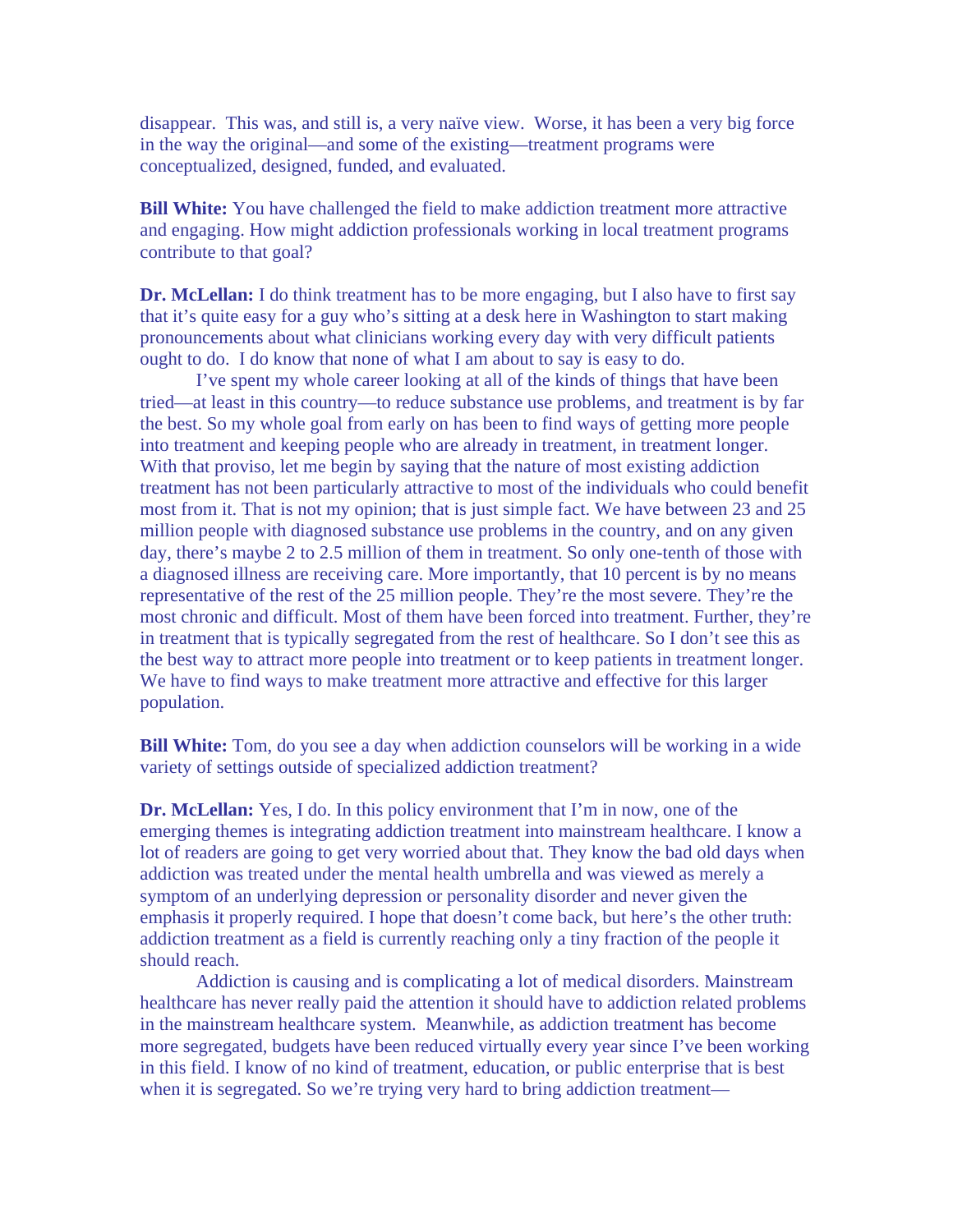disappear. This was, and still is, a very naïve view. Worse, it has been a very big force in the way the original—and some of the existing—treatment programs were conceptualized, designed, funded, and evaluated.

**Bill White:** You have challenged the field to make addiction treatment more attractive and engaging. How might addiction professionals working in local treatment programs contribute to that goal?

**Dr. McLellan:** I do think treatment has to be more engaging, but I also have to first say that it's quite easy for a guy who's sitting at a desk here in Washington to start making pronouncements about what clinicians working every day with very difficult patients ought to do. I do know that none of what I am about to say is easy to do.

I've spent my whole career looking at all of the kinds of things that have been tried—at least in this country—to reduce substance use problems, and treatment is by far the best. So my whole goal from early on has been to find ways of getting more people into treatment and keeping people who are already in treatment, in treatment longer. With that proviso, let me begin by saying that the nature of most existing addiction treatment has not been particularly attractive to most of the individuals who could benefit most from it. That is not my opinion; that is just simple fact. We have between 23 and 25 million people with diagnosed substance use problems in the country, and on any given day, there's maybe 2 to 2.5 million of them in treatment. So only one-tenth of those with a diagnosed illness are receiving care. More importantly, that 10 percent is by no means representative of the rest of the 25 million people. They're the most severe. They're the most chronic and difficult. Most of them have been forced into treatment. Further, they're in treatment that is typically segregated from the rest of healthcare. So I don't see this as the best way to attract more people into treatment or to keep patients in treatment longer. We have to find ways to make treatment more attractive and effective for this larger population.

**Bill White:** Tom, do you see a day when addiction counselors will be working in a wide variety of settings outside of specialized addiction treatment?

**Dr. McLellan:** Yes, I do. In this policy environment that I'm in now, one of the emerging themes is integrating addiction treatment into mainstream healthcare. I know a lot of readers are going to get very worried about that. They know the bad old days when addiction was treated under the mental health umbrella and was viewed as merely a symptom of an underlying depression or personality disorder and never given the emphasis it properly required. I hope that doesn't come back, but here's the other truth: addiction treatment as a field is currently reaching only a tiny fraction of the people it should reach.

Addiction is causing and is complicating a lot of medical disorders. Mainstream healthcare has never really paid the attention it should have to addiction related problems in the mainstream healthcare system. Meanwhile, as addiction treatment has become more segregated, budgets have been reduced virtually every year since I've been working in this field. I know of no kind of treatment, education, or public enterprise that is best when it is segregated. So we're trying very hard to bring addiction treatment—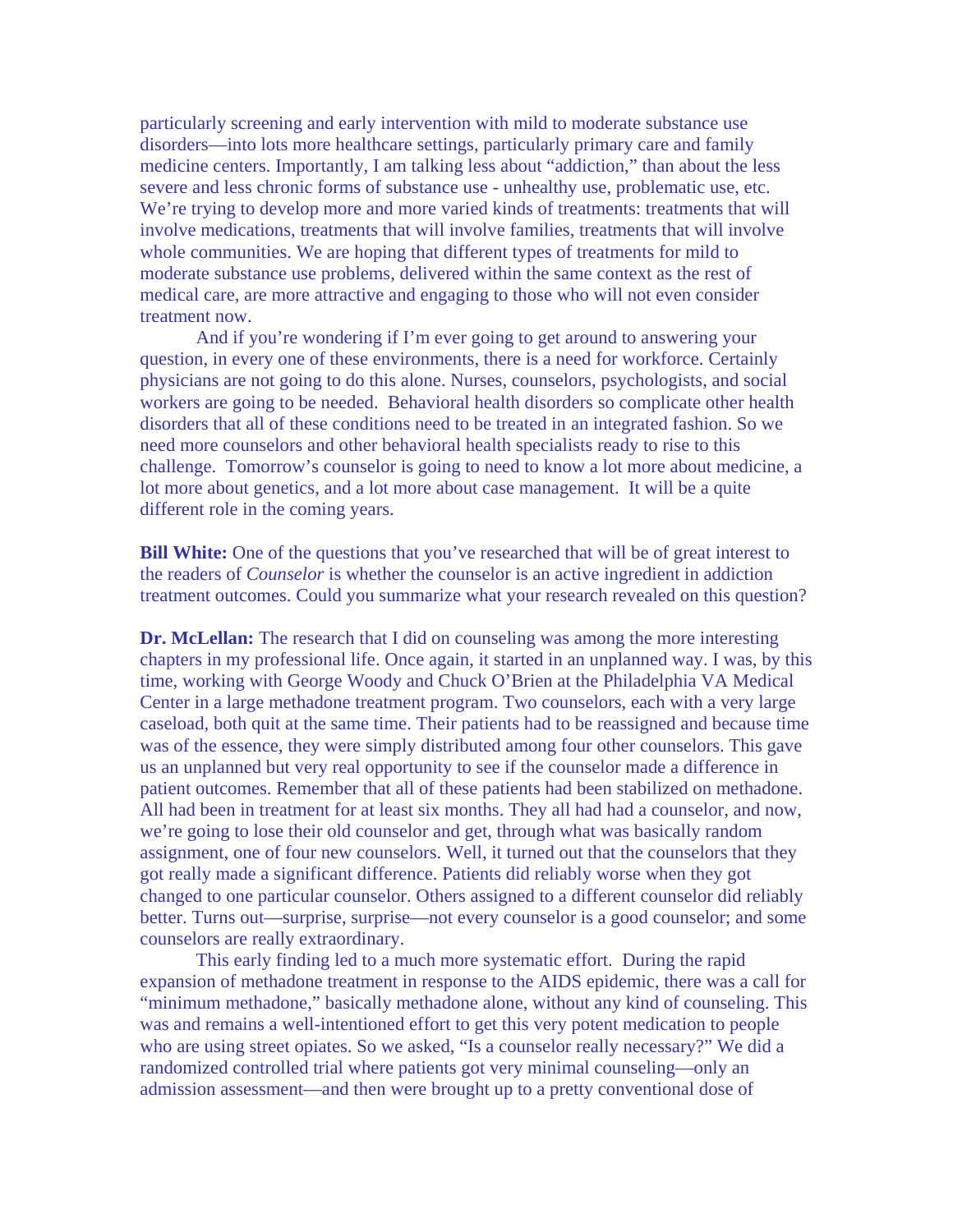particularly screening and early intervention with mild to moderate substance use disorders—into lots more healthcare settings, particularly primary care and family medicine centers. Importantly, I am talking less about "addiction," than about the less severe and less chronic forms of substance use - unhealthy use, problematic use, etc. We're trying to develop more and more varied kinds of treatments: treatments that will involve medications, treatments that will involve families, treatments that will involve whole communities. We are hoping that different types of treatments for mild to moderate substance use problems, delivered within the same context as the rest of medical care, are more attractive and engaging to those who will not even consider treatment now.

And if you're wondering if I'm ever going to get around to answering your question, in every one of these environments, there is a need for workforce. Certainly physicians are not going to do this alone. Nurses, counselors, psychologists, and social workers are going to be needed. Behavioral health disorders so complicate other health disorders that all of these conditions need to be treated in an integrated fashion. So we need more counselors and other behavioral health specialists ready to rise to this challenge. Tomorrow's counselor is going to need to know a lot more about medicine, a lot more about genetics, and a lot more about case management. It will be a quite different role in the coming years.

**Bill White:** One of the questions that you've researched that will be of great interest to the readers of *Counselor* is whether the counselor is an active ingredient in addiction treatment outcomes. Could you summarize what your research revealed on this question?

**Dr. McLellan:** The research that I did on counseling was among the more interesting chapters in my professional life. Once again, it started in an unplanned way. I was, by this time, working with George Woody and Chuck O'Brien at the Philadelphia VA Medical Center in a large methadone treatment program. Two counselors, each with a very large caseload, both quit at the same time. Their patients had to be reassigned and because time was of the essence, they were simply distributed among four other counselors. This gave us an unplanned but very real opportunity to see if the counselor made a difference in patient outcomes. Remember that all of these patients had been stabilized on methadone. All had been in treatment for at least six months. They all had had a counselor, and now, we're going to lose their old counselor and get, through what was basically random assignment, one of four new counselors. Well, it turned out that the counselors that they got really made a significant difference. Patients did reliably worse when they got changed to one particular counselor. Others assigned to a different counselor did reliably better. Turns out—surprise, surprise—not every counselor is a good counselor; and some counselors are really extraordinary.

This early finding led to a much more systematic effort. During the rapid expansion of methadone treatment in response to the AIDS epidemic, there was a call for "minimum methadone," basically methadone alone, without any kind of counseling. This was and remains a well-intentioned effort to get this very potent medication to people who are using street opiates. So we asked, "Is a counselor really necessary?" We did a randomized controlled trial where patients got very minimal counseling—only an admission assessment—and then were brought up to a pretty conventional dose of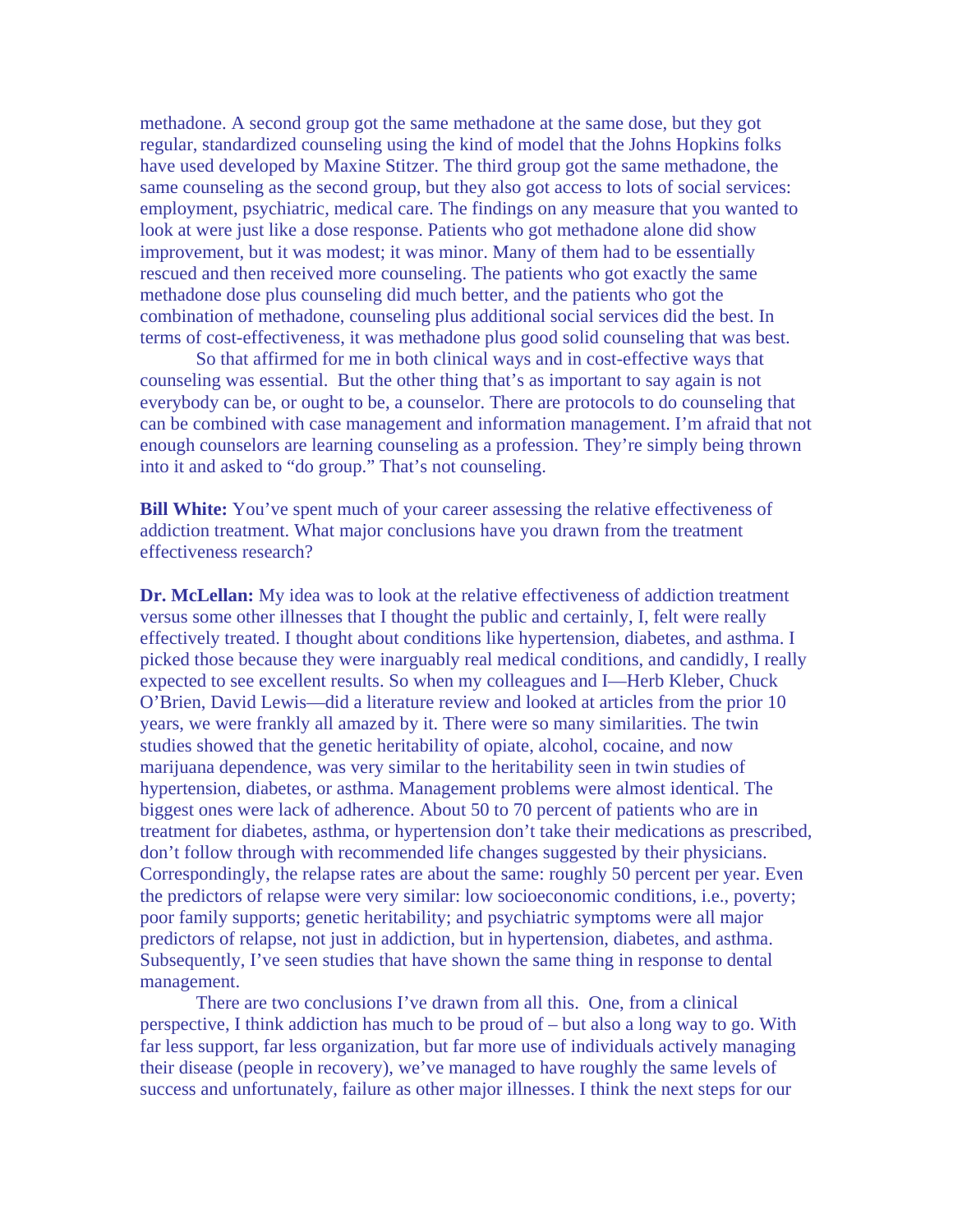methadone. A second group got the same methadone at the same dose, but they got regular, standardized counseling using the kind of model that the Johns Hopkins folks have used developed by Maxine Stitzer. The third group got the same methadone, the same counseling as the second group, but they also got access to lots of social services: employment, psychiatric, medical care. The findings on any measure that you wanted to look at were just like a dose response. Patients who got methadone alone did show improvement, but it was modest; it was minor. Many of them had to be essentially rescued and then received more counseling. The patients who got exactly the same methadone dose plus counseling did much better, and the patients who got the combination of methadone, counseling plus additional social services did the best. In terms of cost-effectiveness, it was methadone plus good solid counseling that was best.

So that affirmed for me in both clinical ways and in cost-effective ways that counseling was essential. But the other thing that's as important to say again is not everybody can be, or ought to be, a counselor. There are protocols to do counseling that can be combined with case management and information management. I'm afraid that not enough counselors are learning counseling as a profession. They're simply being thrown into it and asked to "do group." That's not counseling.

**Bill White:** You've spent much of your career assessing the relative effectiveness of addiction treatment. What major conclusions have you drawn from the treatment effectiveness research?

**Dr. McLellan:** My idea was to look at the relative effectiveness of addiction treatment versus some other illnesses that I thought the public and certainly, I, felt were really effectively treated. I thought about conditions like hypertension, diabetes, and asthma. I picked those because they were inarguably real medical conditions, and candidly, I really expected to see excellent results. So when my colleagues and I—Herb Kleber, Chuck O'Brien, David Lewis—did a literature review and looked at articles from the prior 10 years, we were frankly all amazed by it. There were so many similarities. The twin studies showed that the genetic heritability of opiate, alcohol, cocaine, and now marijuana dependence, was very similar to the heritability seen in twin studies of hypertension, diabetes, or asthma. Management problems were almost identical. The biggest ones were lack of adherence. About 50 to 70 percent of patients who are in treatment for diabetes, asthma, or hypertension don't take their medications as prescribed, don't follow through with recommended life changes suggested by their physicians. Correspondingly, the relapse rates are about the same: roughly 50 percent per year. Even the predictors of relapse were very similar: low socioeconomic conditions, i.e., poverty; poor family supports; genetic heritability; and psychiatric symptoms were all major predictors of relapse, not just in addiction, but in hypertension, diabetes, and asthma. Subsequently, I've seen studies that have shown the same thing in response to dental management.

There are two conclusions I've drawn from all this. One, from a clinical perspective, I think addiction has much to be proud of – but also a long way to go. With far less support, far less organization, but far more use of individuals actively managing their disease (people in recovery), we've managed to have roughly the same levels of success and unfortunately, failure as other major illnesses. I think the next steps for our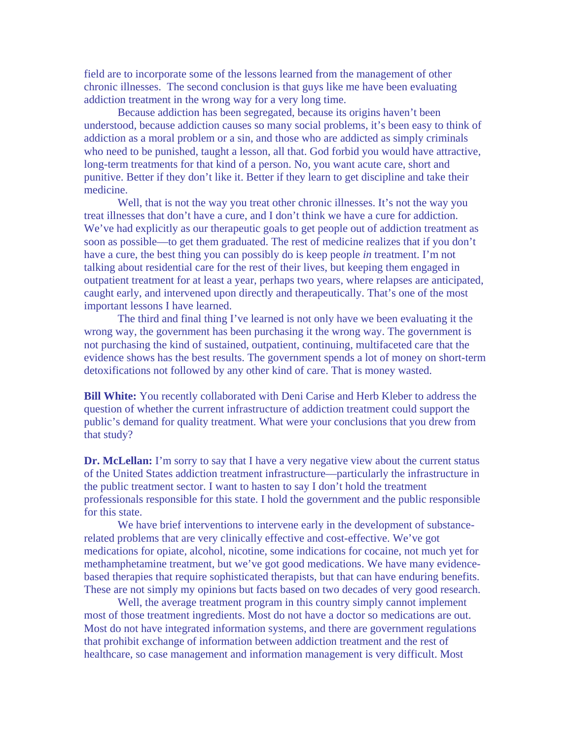field are to incorporate some of the lessons learned from the management of other chronic illnesses. The second conclusion is that guys like me have been evaluating addiction treatment in the wrong way for a very long time.

Because addiction has been segregated, because its origins haven't been understood, because addiction causes so many social problems, it's been easy to think of addiction as a moral problem or a sin, and those who are addicted as simply criminals who need to be punished, taught a lesson, all that. God forbid you would have attractive, long-term treatments for that kind of a person. No, you want acute care, short and punitive. Better if they don't like it. Better if they learn to get discipline and take their medicine.

Well, that is not the way you treat other chronic illnesses. It's not the way you treat illnesses that don't have a cure, and I don't think we have a cure for addiction. We've had explicitly as our therapeutic goals to get people out of addiction treatment as soon as possible—to get them graduated. The rest of medicine realizes that if you don't have a cure, the best thing you can possibly do is keep people *in* treatment. I'm not talking about residential care for the rest of their lives, but keeping them engaged in outpatient treatment for at least a year, perhaps two years, where relapses are anticipated, caught early, and intervened upon directly and therapeutically. That's one of the most important lessons I have learned.

The third and final thing I've learned is not only have we been evaluating it the wrong way, the government has been purchasing it the wrong way. The government is not purchasing the kind of sustained, outpatient, continuing, multifaceted care that the evidence shows has the best results. The government spends a lot of money on short-term detoxifications not followed by any other kind of care. That is money wasted.

**Bill White:** You recently collaborated with Deni Carise and Herb Kleber to address the question of whether the current infrastructure of addiction treatment could support the public's demand for quality treatment. What were your conclusions that you drew from that study?

**Dr. McLellan:** I'm sorry to say that I have a very negative view about the current status of the United States addiction treatment infrastructure—particularly the infrastructure in the public treatment sector. I want to hasten to say I don't hold the treatment professionals responsible for this state. I hold the government and the public responsible for this state.

We have brief interventions to intervene early in the development of substance-related problems that are very clinically effective and cost-effective. We've got medications for opiate, alcohol, nicotine, some indications for cocaine, not much yet for methamphetamine treatment, but we've got good medications. We have many evidence-based therapies that require sophisticated therapists, but that can have enduring benefits. These are not simply my opinions but facts based on two decades of very good research.

Well, the average treatment program in this country simply cannot implement most of those treatment ingredients. Most do not have a doctor so medications are out. Most do not have integrated information systems, and there are government regulations that prohibit exchange of information between addiction treatment and the rest of healthcare, so case management and information management is very difficult. Most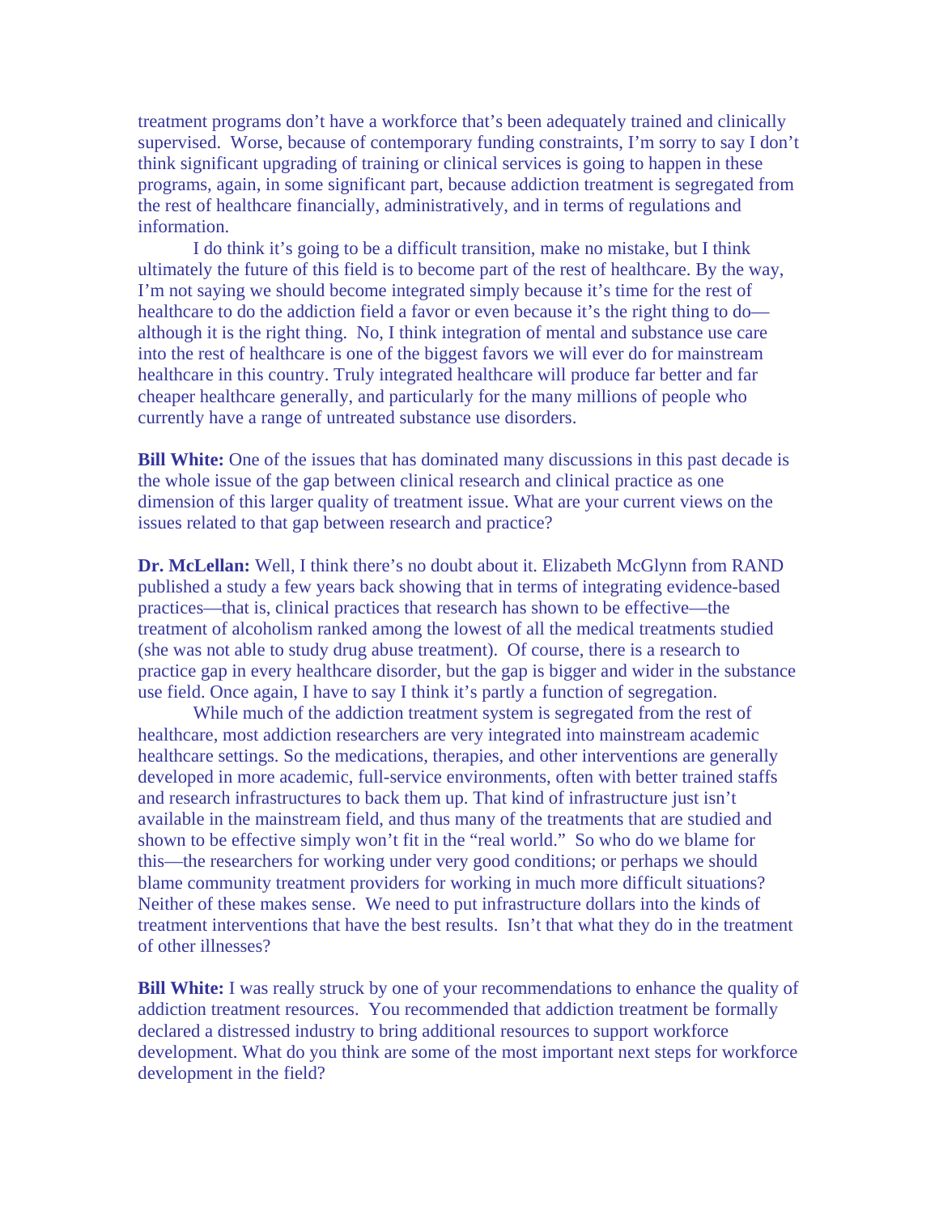treatment programs don't have a workforce that's been adequately trained and clinically supervised. Worse, because of contemporary funding constraints, I'm sorry to say I don't think significant upgrading of training or clinical services is going to happen in these programs, again, in some significant part, because addiction treatment is segregated from the rest of healthcare financially, administratively, and in terms of regulations and information.

I do think it's going to be a difficult transition, make no mistake, but I think ultimately the future of this field is to become part of the rest of healthcare. By the way, I'm not saying we should become integrated simply because it's time for the rest of healthcare to do the addiction field a favor or even because it's the right thing to do—although it is the right thing. No, I think integration of mental and substance use care into the rest of healthcare is one of the biggest favors we will ever do for mainstream healthcare in this country. Truly integrated healthcare will produce far better and far cheaper healthcare generally, and particularly for the many millions of people who currently have a range of untreated substance use disorders.

**Bill White:** One of the issues that has dominated many discussions in this past decade is the whole issue of the gap between clinical research and clinical practice as one dimension of this larger quality of treatment issue. What are your current views on the issues related to that gap between research and practice?

**Dr. McLellan:** Well, I think there's no doubt about it. Elizabeth McGlynn from RAND published a study a few years back showing that in terms of integrating evidence-based practices—that is, clinical practices that research has shown to be effective—the treatment of alcoholism ranked among the lowest of all the medical treatments studied (she was not able to study drug abuse treatment). Of course, there is a research to practice gap in every healthcare disorder, but the gap is bigger and wider in the substance use field. Once again, I have to say I think it's partly a function of segregation.

While much of the addiction treatment system is segregated from the rest of healthcare, most addiction researchers are very integrated into mainstream academic healthcare settings. So the medications, therapies, and other interventions are generally developed in more academic, full-service environments, often with better trained staffs and research infrastructures to back them up. That kind of infrastructure just isn't available in the mainstream field, and thus many of the treatments that are studied and shown to be effective simply won't fit in the "real world." So who do we blame for this—the researchers for working under very good conditions; or perhaps we should blame community treatment providers for working in much more difficult situations? Neither of these makes sense. We need to put infrastructure dollars into the kinds of treatment interventions that have the best results. Isn't that what they do in the treatment of other illnesses?

**Bill White:** I was really struck by one of your recommendations to enhance the quality of addiction treatment resources. You recommended that addiction treatment be formally declared a distressed industry to bring additional resources to support workforce development. What do you think are some of the most important next steps for workforce development in the field?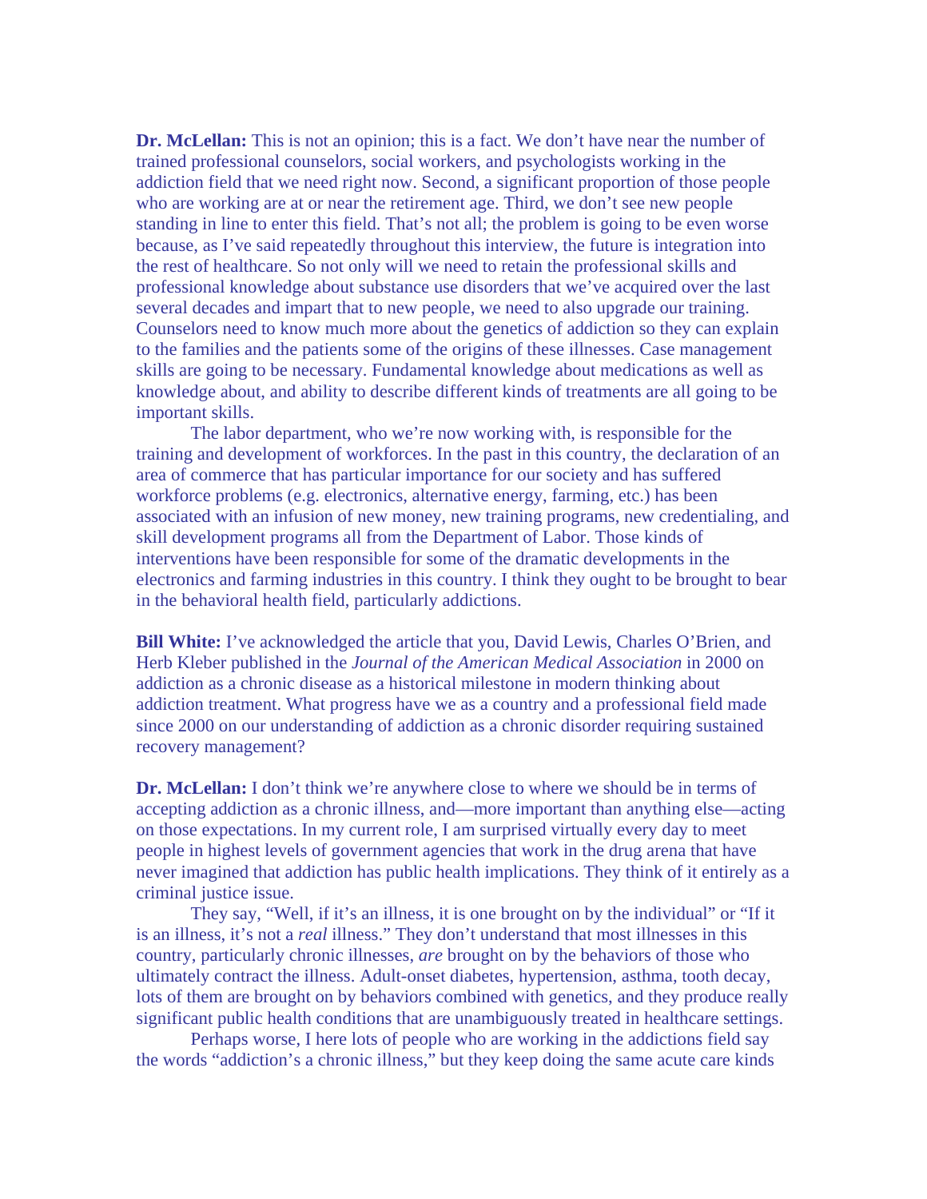**Dr. McLellan:** This is not an opinion; this is a fact. We don't have near the number of trained professional counselors, social workers, and psychologists working in the addiction field that we need right now. Second, a significant proportion of those people who are working are at or near the retirement age. Third, we don't see new people standing in line to enter this field. That's not all; the problem is going to be even worse because, as I've said repeatedly throughout this interview, the future is integration into the rest of healthcare. So not only will we need to retain the professional skills and professional knowledge about substance use disorders that we've acquired over the last several decades and impart that to new people, we need to also upgrade our training. Counselors need to know much more about the genetics of addiction so they can explain to the families and the patients some of the origins of these illnesses. Case management skills are going to be necessary. Fundamental knowledge about medications as well as knowledge about, and ability to describe different kinds of treatments are all going to be important skills.

The labor department, who we're now working with, is responsible for the training and development of workforces. In the past in this country, the declaration of an area of commerce that has particular importance for our society and has suffered workforce problems (e.g. electronics, alternative energy, farming, etc.) has been associated with an infusion of new money, new training programs, new credentialing, and skill development programs all from the Department of Labor. Those kinds of interventions have been responsible for some of the dramatic developments in the electronics and farming industries in this country. I think they ought to be brought to bear in the behavioral health field, particularly addictions.

**Bill White:** I've acknowledged the article that you, David Lewis, Charles O'Brien, and Herb Kleber published in the *Journal of the American Medical Association* in 2000 on addiction as a chronic disease as a historical milestone in modern thinking about addiction treatment. What progress have we as a country and a professional field made since 2000 on our understanding of addiction as a chronic disorder requiring sustained recovery management?

**Dr. McLellan:** I don't think we're anywhere close to where we should be in terms of accepting addiction as a chronic illness, and—more important than anything else—acting on those expectations. In my current role, I am surprised virtually every day to meet people in highest levels of government agencies that work in the drug arena that have never imagined that addiction has public health implications. They think of it entirely as a criminal justice issue.

They say, "Well, if it's an illness, it is one brought on by the individual" or "If it is an illness, it's not a *real* illness." They don't understand that most illnesses in this country, particularly chronic illnesses, *are* brought on by the behaviors of those who ultimately contract the illness. Adult-onset diabetes, hypertension, asthma, tooth decay, lots of them are brought on by behaviors combined with genetics, and they produce really significant public health conditions that are unambiguously treated in healthcare settings.

Perhaps worse, I here lots of people who are working in the addictions field say the words "addiction's a chronic illness," but they keep doing the same acute care kinds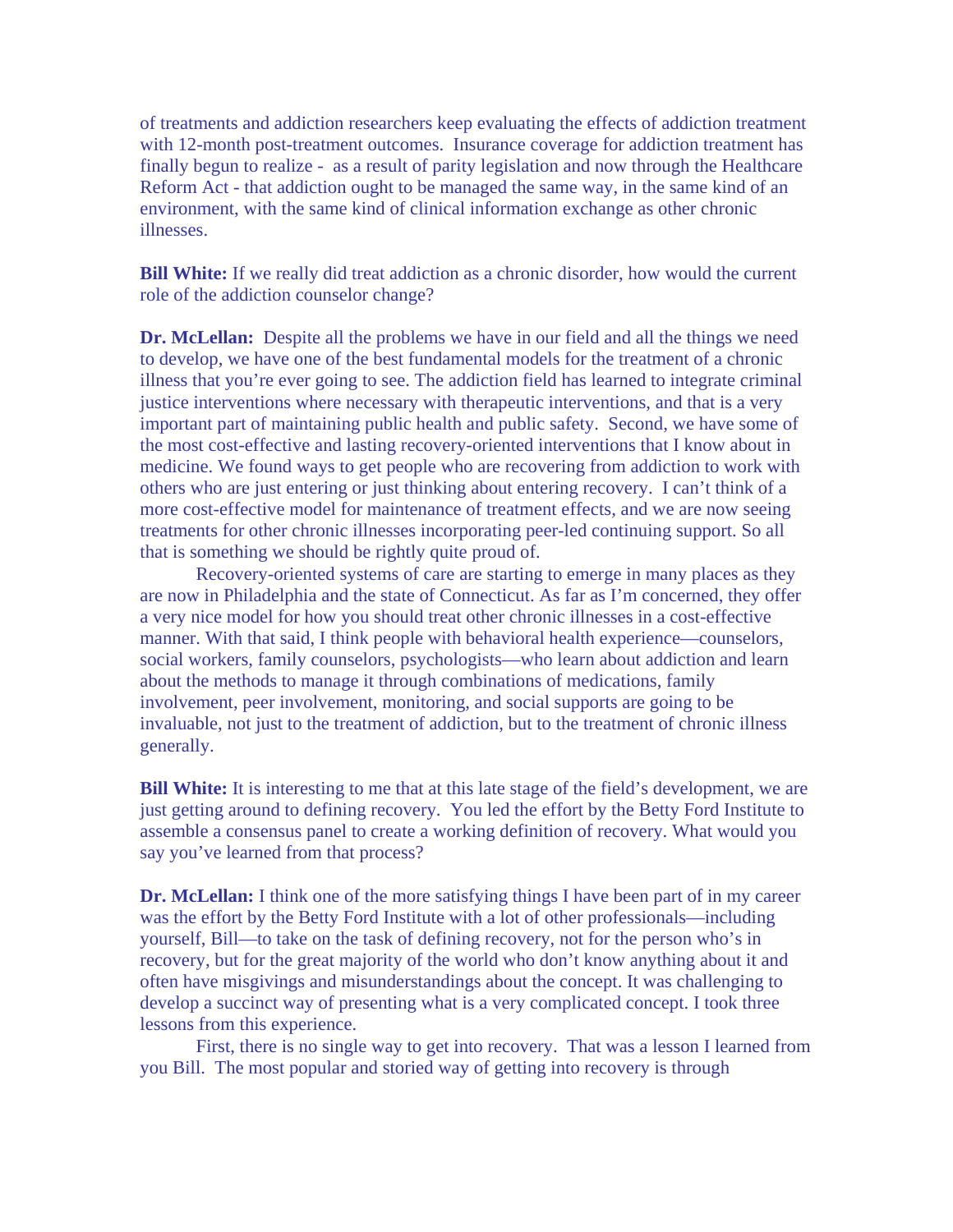of treatments and addiction researchers keep evaluating the effects of addiction treatment with 12-month post-treatment outcomes. Insurance coverage for addiction treatment has finally begun to realize - as a result of parity legislation and now through the Healthcare Reform Act - that addiction ought to be managed the same way, in the same kind of an environment, with the same kind of clinical information exchange as other chronic illnesses.

**Bill White:** If we really did treat addiction as a chronic disorder, how would the current role of the addiction counselor change?

**Dr. McLellan:** Despite all the problems we have in our field and all the things we need to develop, we have one of the best fundamental models for the treatment of a chronic illness that you're ever going to see. The addiction field has learned to integrate criminal justice interventions where necessary with therapeutic interventions, and that is a very important part of maintaining public health and public safety. Second, we have some of the most cost-effective and lasting recovery-oriented interventions that I know about in medicine. We found ways to get people who are recovering from addiction to work with others who are just entering or just thinking about entering recovery. I can't think of a more cost-effective model for maintenance of treatment effects, and we are now seeing treatments for other chronic illnesses incorporating peer-led continuing support. So all that is something we should be rightly quite proud of.

Recovery-oriented systems of care are starting to emerge in many places as they are now in Philadelphia and the state of Connecticut. As far as I'm concerned, they offer a very nice model for how you should treat other chronic illnesses in a cost-effective manner. With that said, I think people with behavioral health experience—counselors, social workers, family counselors, psychologists—who learn about addiction and learn about the methods to manage it through combinations of medications, family involvement, peer involvement, monitoring, and social supports are going to be invaluable, not just to the treatment of addiction, but to the treatment of chronic illness generally.

**Bill White:** It is interesting to me that at this late stage of the field's development, we are just getting around to defining recovery. You led the effort by the Betty Ford Institute to assemble a consensus panel to create a working definition of recovery. What would you say you've learned from that process?

**Dr. McLellan:** I think one of the more satisfying things I have been part of in my career was the effort by the Betty Ford Institute with a lot of other professionals—including yourself, Bill—to take on the task of defining recovery, not for the person who's in recovery, but for the great majority of the world who don't know anything about it and often have misgivings and misunderstandings about the concept. It was challenging to develop a succinct way of presenting what is a very complicated concept. I took three lessons from this experience.

First, there is no single way to get into recovery. That was a lesson I learned from you Bill. The most popular and storied way of getting into recovery is through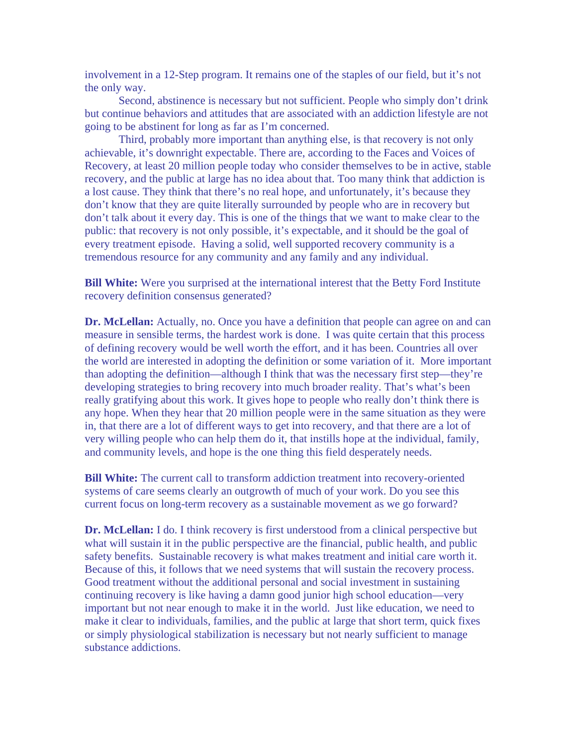involvement in a 12-Step program. It remains one of the staples of our field, but it's not the only way.

Second, abstinence is necessary but not sufficient. People who simply don't drink but continue behaviors and attitudes that are associated with an addiction lifestyle are not going to be abstinent for long as far as I'm concerned.

Third, probably more important than anything else, is that recovery is not only achievable, it's downright expectable. There are, according to the Faces and Voices of Recovery, at least 20 million people today who consider themselves to be in active, stable recovery, and the public at large has no idea about that. Too many think that addiction is a lost cause. They think that there's no real hope, and unfortunately, it's because they don't know that they are quite literally surrounded by people who are in recovery but don't talk about it every day. This is one of the things that we want to make clear to the public: that recovery is not only possible, it's expectable, and it should be the goal of every treatment episode. Having a solid, well supported recovery community is a tremendous resource for any community and any family and any individual.

**Bill White:** Were you surprised at the international interest that the Betty Ford Institute recovery definition consensus generated?

**Dr. McLellan:** Actually, no. Once you have a definition that people can agree on and can measure in sensible terms, the hardest work is done. I was quite certain that this process of defining recovery would be well worth the effort, and it has been. Countries all over the world are interested in adopting the definition or some variation of it. More important than adopting the definition—although I think that was the necessary first step—they're developing strategies to bring recovery into much broader reality. That's what's been really gratifying about this work. It gives hope to people who really don't think there is any hope. When they hear that 20 million people were in the same situation as they were in, that there are a lot of different ways to get into recovery, and that there are a lot of very willing people who can help them do it, that instills hope at the individual, family, and community levels, and hope is the one thing this field desperately needs.

**Bill White:** The current call to transform addiction treatment into recovery-oriented systems of care seems clearly an outgrowth of much of your work. Do you see this current focus on long-term recovery as a sustainable movement as we go forward?

**Dr. McLellan:** I do. I think recovery is first understood from a clinical perspective but what will sustain it in the public perspective are the financial, public health, and public safety benefits. Sustainable recovery is what makes treatment and initial care worth it. Because of this, it follows that we need systems that will sustain the recovery process. Good treatment without the additional personal and social investment in sustaining continuing recovery is like having a damn good junior high school education—very important but not near enough to make it in the world. Just like education, we need to make it clear to individuals, families, and the public at large that short term, quick fixes or simply physiological stabilization is necessary but not nearly sufficient to manage substance addictions.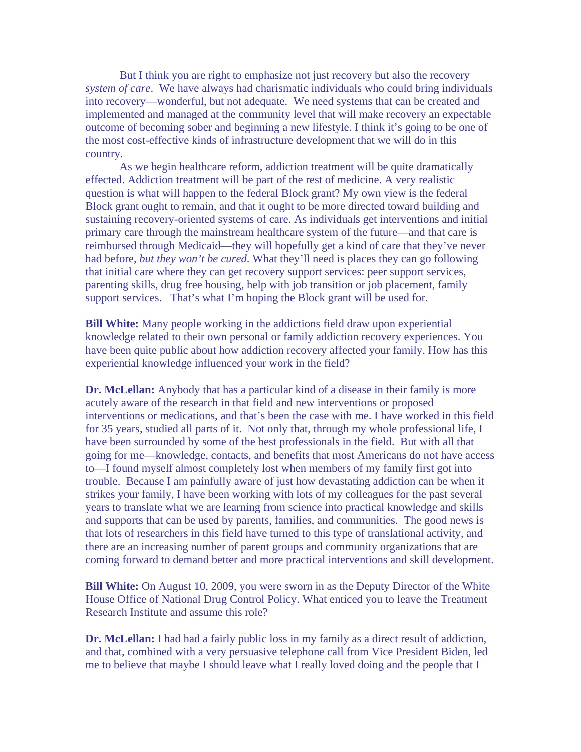But I think you are right to emphasize not just recovery but also the recovery *system of care*. We have always had charismatic individuals who could bring individuals into recovery—wonderful, but not adequate. We need systems that can be created and implemented and managed at the community level that will make recovery an expectable outcome of becoming sober and beginning a new lifestyle. I think it's going to be one of the most cost-effective kinds of infrastructure development that we will do in this country.

As we begin healthcare reform, addiction treatment will be quite dramatically effected. Addiction treatment will be part of the rest of medicine. A very realistic question is what will happen to the federal Block grant? My own view is the federal Block grant ought to remain, and that it ought to be more directed toward building and sustaining recovery-oriented systems of care. As individuals get interventions and initial primary care through the mainstream healthcare system of the future—and that care is reimbursed through Medicaid—they will hopefully get a kind of care that they've never had before, *but they won't be cured*. What they'll need is places they can go following that initial care where they can get recovery support services: peer support services, parenting skills, drug free housing, help with job transition or job placement, family support services. That's what I'm hoping the Block grant will be used for.

**Bill White:** Many people working in the addictions field draw upon experiential knowledge related to their own personal or family addiction recovery experiences. You have been quite public about how addiction recovery affected your family. How has this experiential knowledge influenced your work in the field?

**Dr. McLellan:** Anybody that has a particular kind of a disease in their family is more acutely aware of the research in that field and new interventions or proposed interventions or medications, and that's been the case with me. I have worked in this field for 35 years, studied all parts of it. Not only that, through my whole professional life, I have been surrounded by some of the best professionals in the field. But with all that going for me—knowledge, contacts, and benefits that most Americans do not have access to—I found myself almost completely lost when members of my family first got into trouble. Because I am painfully aware of just how devastating addiction can be when it strikes your family, I have been working with lots of my colleagues for the past several years to translate what we are learning from science into practical knowledge and skills and supports that can be used by parents, families, and communities. The good news is that lots of researchers in this field have turned to this type of translational activity, and there are an increasing number of parent groups and community organizations that are coming forward to demand better and more practical interventions and skill development.

**Bill White:** On August 10, 2009, you were sworn in as the Deputy Director of the White House Office of National Drug Control Policy. What enticed you to leave the Treatment Research Institute and assume this role?

**Dr. McLellan:** I had had a fairly public loss in my family as a direct result of addiction, and that, combined with a very persuasive telephone call from Vice President Biden, led me to believe that maybe I should leave what I really loved doing and the people that I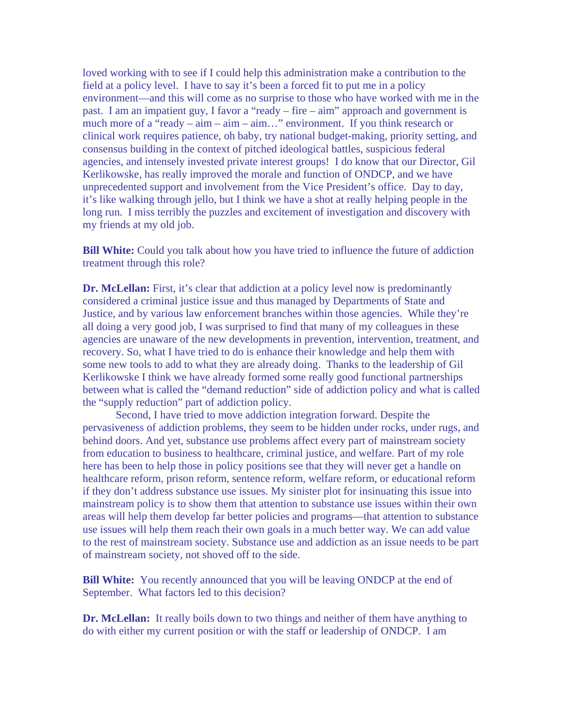loved working with to see if I could help this administration make a contribution to the field at a policy level. I have to say it's been a forced fit to put me in a policy environment—and this will come as no surprise to those who have worked with me in the past. I am an impatient guy, I favor a "ready – fire – aim" approach and government is much more of a "ready – aim – aim – aim…" environment. If you think research or clinical work requires patience, oh baby, try national budget-making, priority setting, and consensus building in the context of pitched ideological battles, suspicious federal agencies, and intensely invested private interest groups! I do know that our Director, Gil Kerlikowske, has really improved the morale and function of ONDCP, and we have unprecedented support and involvement from the Vice President's office. Day to day, it's like walking through jello, but I think we have a shot at really helping people in the long run. I miss terribly the puzzles and excitement of investigation and discovery with my friends at my old job.

**Bill White:** Could you talk about how you have tried to influence the future of addiction treatment through this role?

**Dr. McLellan:** First, it's clear that addiction at a policy level now is predominantly considered a criminal justice issue and thus managed by Departments of State and Justice, and by various law enforcement branches within those agencies. While they're all doing a very good job, I was surprised to find that many of my colleagues in these agencies are unaware of the new developments in prevention, intervention, treatment, and recovery. So, what I have tried to do is enhance their knowledge and help them with some new tools to add to what they are already doing. Thanks to the leadership of Gil Kerlikowske I think we have already formed some really good functional partnerships between what is called the "demand reduction" side of addiction policy and what is called the "supply reduction" part of addiction policy.

Second, I have tried to move addiction integration forward. Despite the pervasiveness of addiction problems, they seem to be hidden under rocks, under rugs, and behind doors. And yet, substance use problems affect every part of mainstream society from education to business to healthcare, criminal justice, and welfare. Part of my role here has been to help those in policy positions see that they will never get a handle on healthcare reform, prison reform, sentence reform, welfare reform, or educational reform if they don't address substance use issues. My sinister plot for insinuating this issue into mainstream policy is to show them that attention to substance use issues within their own areas will help them develop far better policies and programs—that attention to substance use issues will help them reach their own goals in a much better way. We can add value to the rest of mainstream society. Substance use and addiction as an issue needs to be part of mainstream society, not shoved off to the side.

**Bill White:** You recently announced that you will be leaving ONDCP at the end of September. What factors led to this decision?

**Dr. McLellan:** It really boils down to two things and neither of them have anything to do with either my current position or with the staff or leadership of ONDCP. I am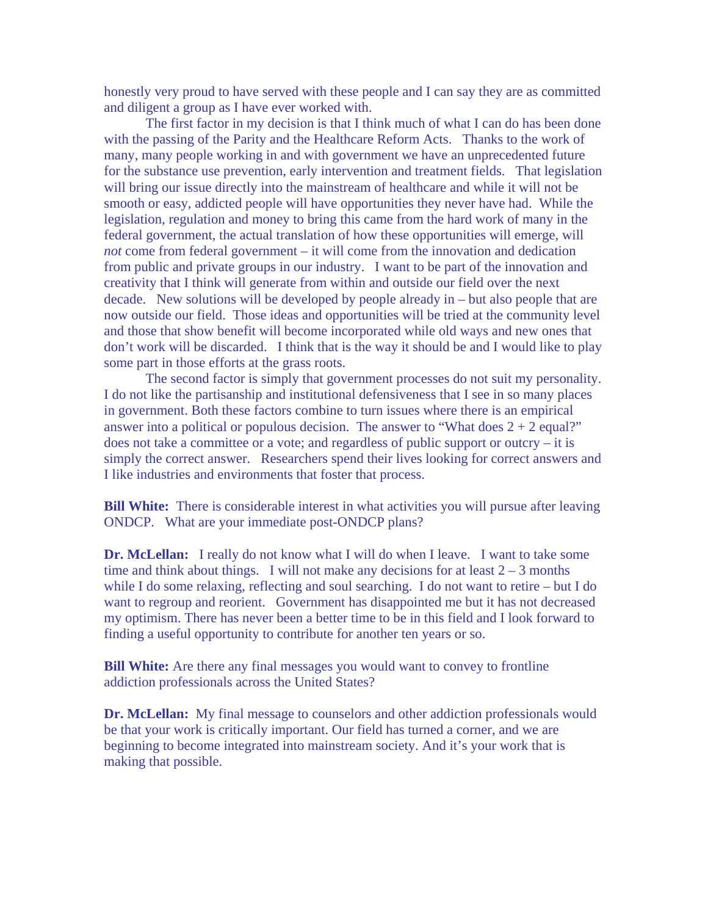honestly very proud to have served with these people and I can say they are as committed and diligent a group as I have ever worked with.

The first factor in my decision is that I think much of what I can do has been done with the passing of the Parity and the Healthcare Reform Acts. Thanks to the work of many, many people working in and with government we have an unprecedented future for the substance use prevention, early intervention and treatment fields. That legislation will bring our issue directly into the mainstream of healthcare and while it will not be smooth or easy, addicted people will have opportunities they never have had. While the legislation, regulation and money to bring this came from the hard work of many in the federal government, the actual translation of how these opportunities will emerge, will *not* come from federal government – it will come from the innovation and dedication from public and private groups in our industry. I want to be part of the innovation and creativity that I think will generate from within and outside our field over the next decade. New solutions will be developed by people already in – but also people that are now outside our field. Those ideas and opportunities will be tried at the community level and those that show benefit will become incorporated while old ways and new ones that don't work will be discarded. I think that is the way it should be and I would like to play some part in those efforts at the grass roots.

The second factor is simply that government processes do not suit my personality. I do not like the partisanship and institutional defensiveness that I see in so many places in government. Both these factors combine to turn issues where there is an empirical answer into a political or populous decision. The answer to "What does 2 + 2 equal?" does not take a committee or a vote; and regardless of public support or outcry – it is simply the correct answer. Researchers spend their lives looking for correct answers and I like industries and environments that foster that process.

**Bill White:** There is considerable interest in what activities you will pursue after leaving ONDCP. What are your immediate post-ONDCP plans?

**Dr. McLellan:** I really do not know what I will do when I leave. I want to take some time and think about things. I will not make any decisions for at least 2 – 3 months while I do some relaxing, reflecting and soul searching. I do not want to retire – but I do want to regroup and reorient. Government has disappointed me but it has not decreased my optimism. There has never been a better time to be in this field and I look forward to finding a useful opportunity to contribute for another ten years or so.

**Bill White:** Are there any final messages you would want to convey to frontline addiction professionals across the United States?

**Dr. McLellan:** My final message to counselors and other addiction professionals would be that your work is critically important. Our field has turned a corner, and we are beginning to become integrated into mainstream society. And it's your work that is making that possible.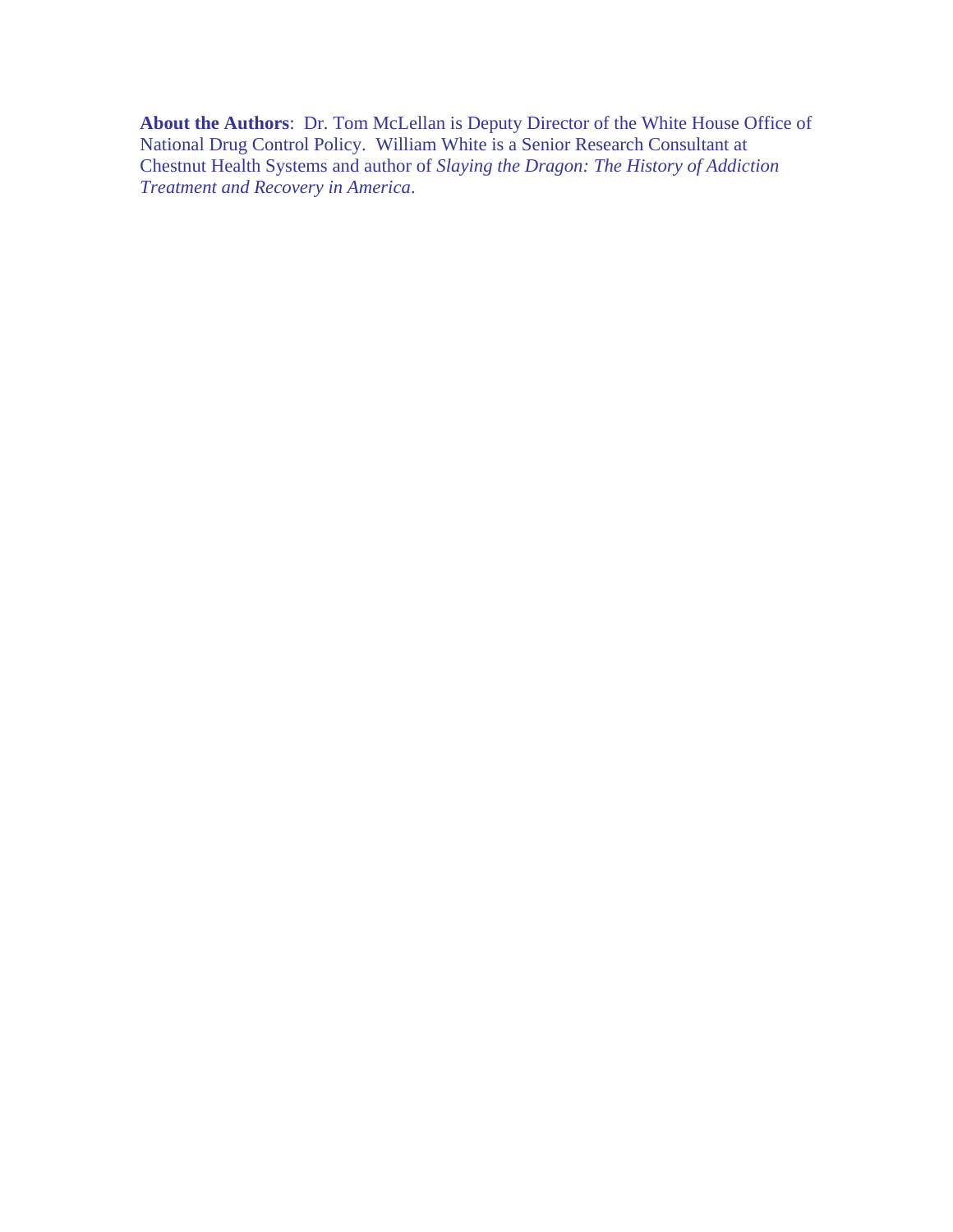**About the Authors**: Dr. Tom McLellan is Deputy Director of the White House Office of National Drug Control Policy. William White is a Senior Research Consultant at Chestnut Health Systems and author of *Slaying the Dragon: The History of Addiction Treatment and Recovery in America*.